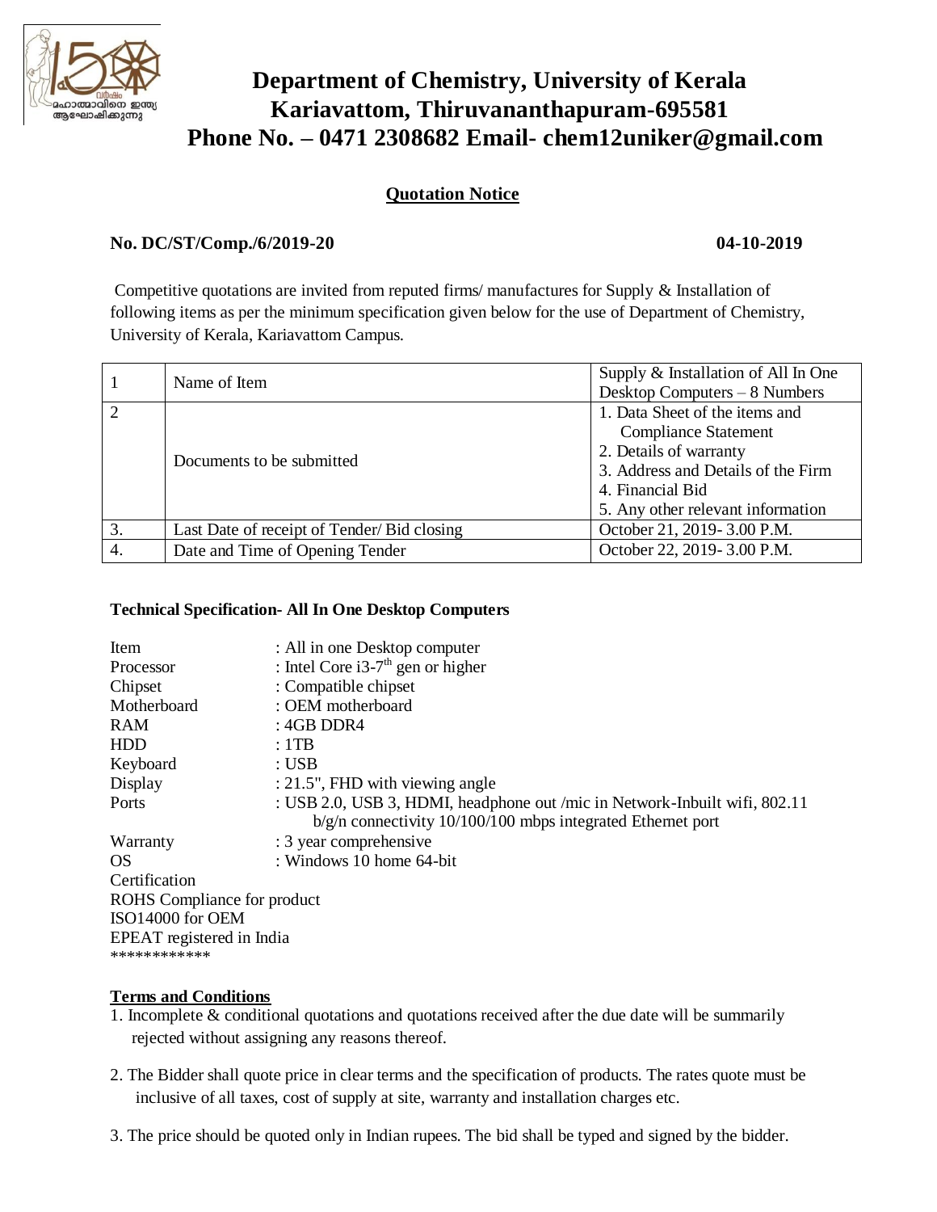# Department of Chemistry, University of Kerala
# Kariavattom, Thiruvananthapuram-695581
# Phone No. – 0471 2308682 Email- chem12uniker@gmail.com

## Quotation Notice

**No. DC/ST/Comp./6/2019-20** **04-10-2019**

Competitive quotations are invited from reputed firms/ manufactures for Supply & Installation of following items as per the minimum specification given below for the use of Department of Chemistry, University of Kerala, Kariavattom Campus.

| | | |
|---|---|---|
| 1 | Name of Item | Supply & Installation of All In One Desktop Computers – 8 Numbers |
| 2 | Documents to be submitted | 1. Data Sheet of the items and Compliance Statement<br>2. Details of warranty<br>3. Address and Details of the Firm<br>4. Financial Bid<br>5. Any other relevant information |
| 3. | Last Date of receipt of Tender/ Bid closing | October 21, 2019- 3.00 P.M. |
| 4. | Date and Time of Opening Tender | October 22, 2019- 3.00 P.M. |

**Technical Specification- All In One Desktop Computers**

| | |
|---|---|
| Item | : All in one Desktop computer |
| Processor | : Intel Core i3-7th gen or higher |
| Chipset | : Compatible chipset |
| Motherboard | : OEM motherboard |
| RAM | : 4GB DDR4 |
| HDD | : 1TB |
| Keyboard | : USB |
| Display | : 21.5", FHD with viewing angle |
| Ports | : USB 2.0, USB 3, HDMI, headphone out /mic in Network-Inbuilt wifi, 802.11 b/g/n connectivity 10/100/100 mbps integrated Ethernet port |
| Warranty | : 3 year comprehensive |
| OS | : Windows 10 home 64-bit |

Certification
ROHS Compliance for product
ISO14000 for OEM
EPEAT registered in India
************

**Terms and Conditions**

1. Incomplete & conditional quotations and quotations received after the due date will be summarily rejected without assigning any reasons thereof.

2. The Bidder shall quote price in clear terms and the specification of products. The rates quote must be inclusive of all taxes, cost of supply at site, warranty and installation charges etc.

3. The price should be quoted only in Indian rupees. The bid shall be typed and signed by the bidder.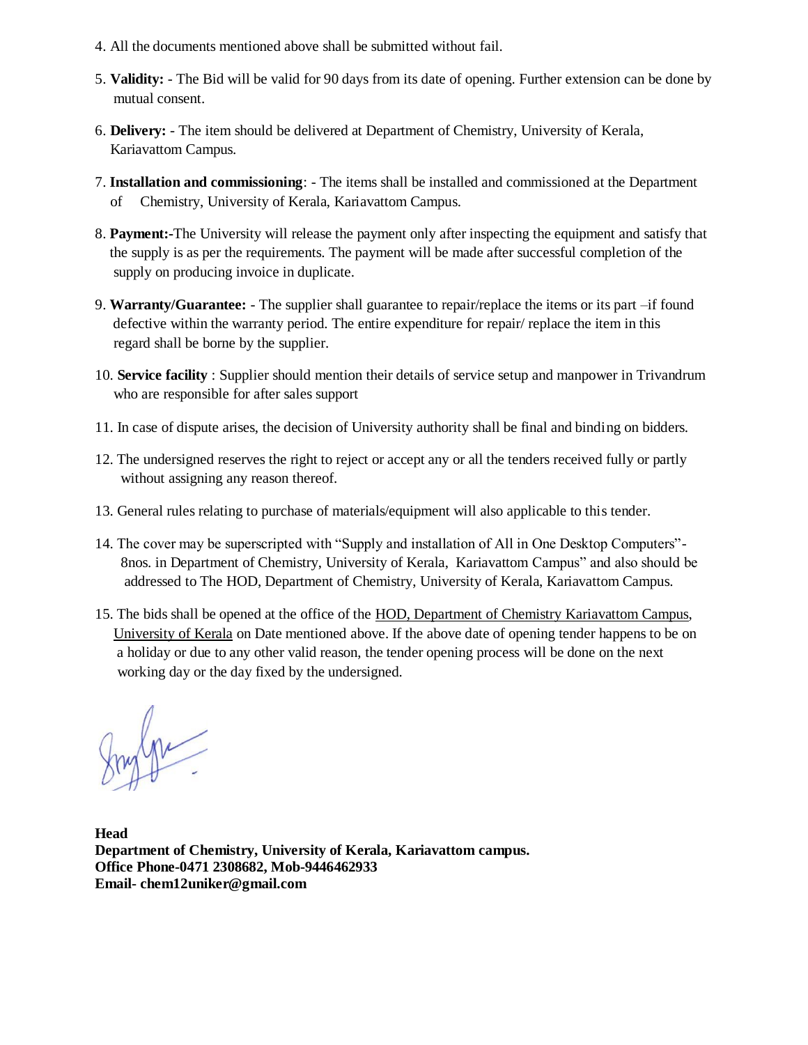4. All the documents mentioned above shall be submitted without fail.

5. **Validity:** - The Bid will be valid for 90 days from its date of opening. Further extension can be done by mutual consent.

6. **Delivery:** - The item should be delivered at Department of Chemistry, University of Kerala, Kariavattom Campus.

7. **Installation and commissioning**: - The items shall be installed and commissioned at the Department of Chemistry, University of Kerala, Kariavattom Campus.

8. **Payment:-**The University will release the payment only after inspecting the equipment and satisfy that the supply is as per the requirements. The payment will be made after successful completion of the supply on producing invoice in duplicate.

9. **Warranty/Guarantee:** - The supplier shall guarantee to repair/replace the items or its part –if found defective within the warranty period. The entire expenditure for repair/ replace the item in this regard shall be borne by the supplier.

10. **Service facility** : Supplier should mention their details of service setup and manpower in Trivandrum who are responsible for after sales support

11. In case of dispute arises, the decision of University authority shall be final and binding on bidders.

12. The undersigned reserves the right to reject or accept any or all the tenders received fully or partly without assigning any reason thereof.

13. General rules relating to purchase of materials/equipment will also applicable to this tender.

14. The cover may be superscripted with "Supply and installation of All in One Desktop Computers"- 8nos. in Department of Chemistry, University of Kerala, Kariavattom Campus" and also should be addressed to The HOD, Department of Chemistry, University of Kerala, Kariavattom Campus.

15. The bids shall be opened at the office of the HOD, Department of Chemistry Kariavattom Campus, University of Kerala on Date mentioned above. If the above date of opening tender happens to be on a holiday or due to any other valid reason, the tender opening process will be done on the next working day or the day fixed by the undersigned.

**Head**
**Department of Chemistry, University of Kerala, Kariavattom campus.**
**Office Phone-0471 2308682, Mob-9446462933**
**Email- chem12uniker@gmail.com**